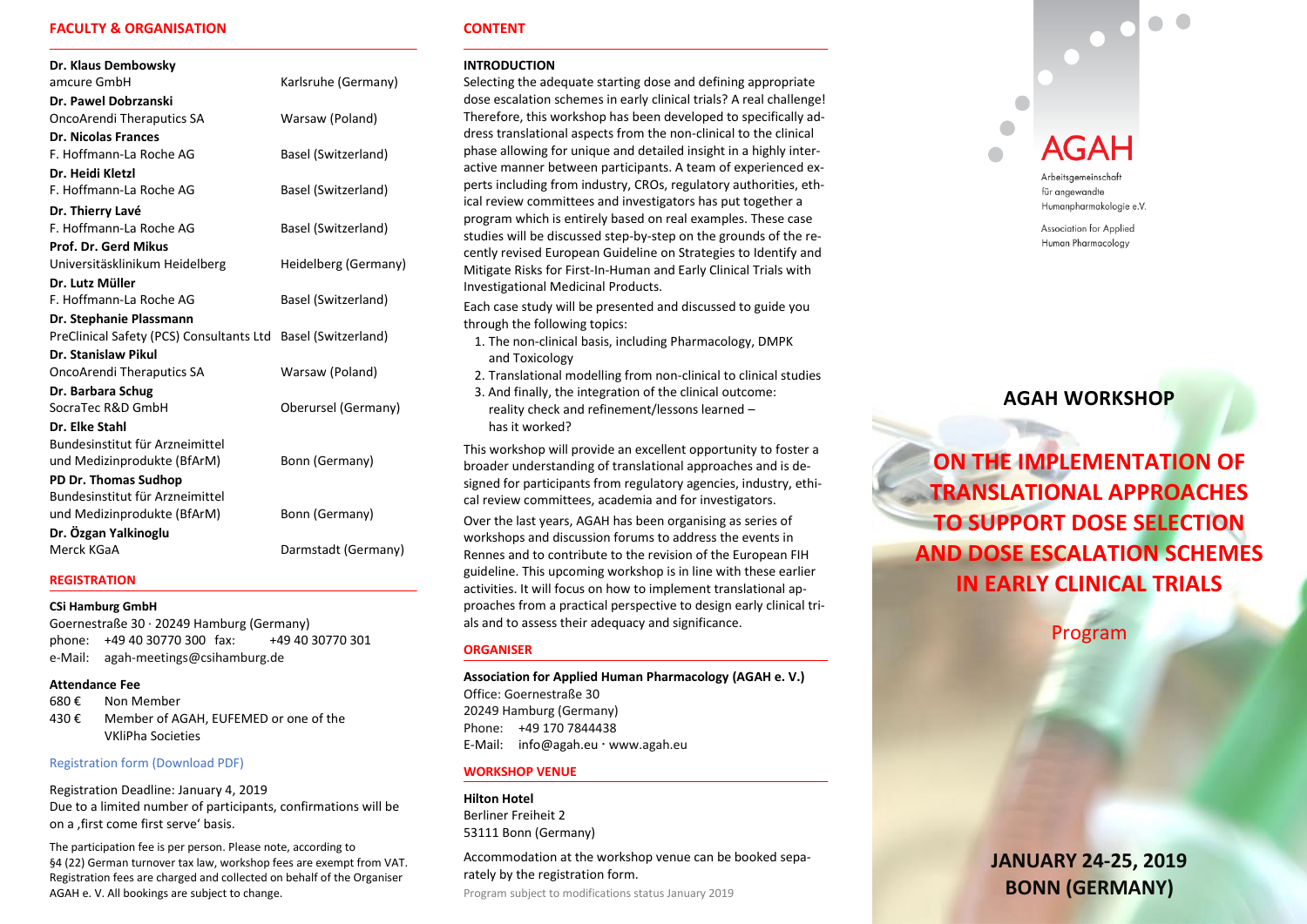## FACULTY & ORGANISATION

| | |
|---|---|
| **Dr. Klaus Dembowsky** | |
| amcure GmbH | Karlsruhe (Germany) |
| **Dr. Pawel Dobrzanski** | |
| OncoArendi Theraputics SA | Warsaw (Poland) |
| **Dr. Nicolas Frances** | |
| F. Hoffmann-La Roche AG | Basel (Switzerland) |
| **Dr. Heidi Kletzl** | |
| F. Hoffmann-La Roche AG | Basel (Switzerland) |
| **Dr. Thierry Lavé** | |
| F. Hoffmann-La Roche AG | Basel (Switzerland) |
| **Prof. Dr. Gerd Mikus** | |
| Universitäsklinikum Heidelberg | Heidelberg (Germany) |
| **Dr. Lutz Müller** | |
| F. Hoffmann-La Roche AG | Basel (Switzerland) |
| **Dr. Stephanie Plassmann** | |
| PreClinical Safety (PCS) Consultants Ltd | Basel (Switzerland) |
| **Dr. Stanislaw Pikul** | |
| OncoArendi Theraputics SA | Warsaw (Poland) |
| **Dr. Barbara Schug** | |
| SocraTec R&D GmbH | Oberursel (Germany) |
| **Dr. Elke Stahl** | |
| Bundesinstitut für Arzneimittel und Medizinprodukte (BfArM) | Bonn (Germany) |
| **PD Dr. Thomas Sudhop** | |
| Bundesinstitut für Arzneimittel und Medizinprodukte (BfArM) | Bonn (Germany) |
| **Dr. Özgan Yalkinoglu** | |
| Merck KGaA | Darmstadt (Germany) |

## REGISTRATION

**CSi Hamburg GmbH**
Goernestraße 30 · 20249 Hamburg (Germany)
phone: +49 40 30770 300 fax: +49 40 30770 301
e-Mail: agah-meetings@csihamburg.de

**Attendance Fee**

680 € Non Member
430 € Member of AGAH, EUFEMED or one of the VKliPha Societies

Registration form (Download PDF)

Registration Deadline: January 4, 2019
Due to a limited number of participants, confirmations will be on a ‚first come first serve' basis.

The participation fee is per person. Please note, according to §4 (22) German turnover tax law, workshop fees are exempt from VAT. Registration fees are charged and collected on behalf of the Organiser AGAH e. V. All bookings are subject to change.

## CONTENT

**INTRODUCTION**

Selecting the adequate starting dose and defining appropriate dose escalation schemes in early clinical trials? A real challenge! Therefore, this workshop has been developed to specifically address translational aspects from the non-clinical to the clinical phase allowing for unique and detailed insight in a highly interactive manner between participants. A team of experienced experts including from industry, CROs, regulatory authorities, ethical review committees and investigators has put together a program which is entirely based on real examples. These case studies will be discussed step-by-step on the grounds of the recently revised European Guideline on Strategies to Identify and Mitigate Risks for First-In-Human and Early Clinical Trials with Investigational Medicinal Products.

Each case study will be presented and discussed to guide you through the following topics:

1. The non-clinical basis, including Pharmacology, DMPK and Toxicology
2. Translational modelling from non-clinical to clinical studies
3. And finally, the integration of the clinical outcome: reality check and refinement/lessons learned – has it worked?

This workshop will provide an excellent opportunity to foster a broader understanding of translational approaches and is designed for participants from regulatory agencies, industry, ethical review committees, academia and for investigators.

Over the last years, AGAH has been organising as series of workshops and discussion forums to address the events in Rennes and to contribute to the revision of the European FIH guideline. This upcoming workshop is in line with these earlier activities. It will focus on how to implement translational approaches from a practical perspective to design early clinical trials and to assess their adequacy and significance.

## ORGANISER

**Association for Applied Human Pharmacology (AGAH e. V.)**
Office: Goernestraße 30
20249 Hamburg (Germany)
Phone: +49 170 7844438
E-Mail: info@agah.eu · www.agah.eu

## WORKSHOP VENUE

**Hilton Hotel**
Berliner Freiheit 2
53111 Bonn (Germany)

Accommodation at the workshop venue can be booked separately by the registration form.

Program subject to modifications status January 2019

AGAH
Arbeitsgemeinschaft für angewandte Humanpharmakologie e.V.
Association for Applied Human Pharmacology

## AGAH WORKSHOP

# ON THE IMPLEMENTATION OF TRANSLATIONAL APPROACHES TO SUPPORT DOSE SELECTION AND DOSE ESCALATION SCHEMES IN EARLY CLINICAL TRIALS

Program

**JANUARY 24-25, 2019**
**BONN (GERMANY)**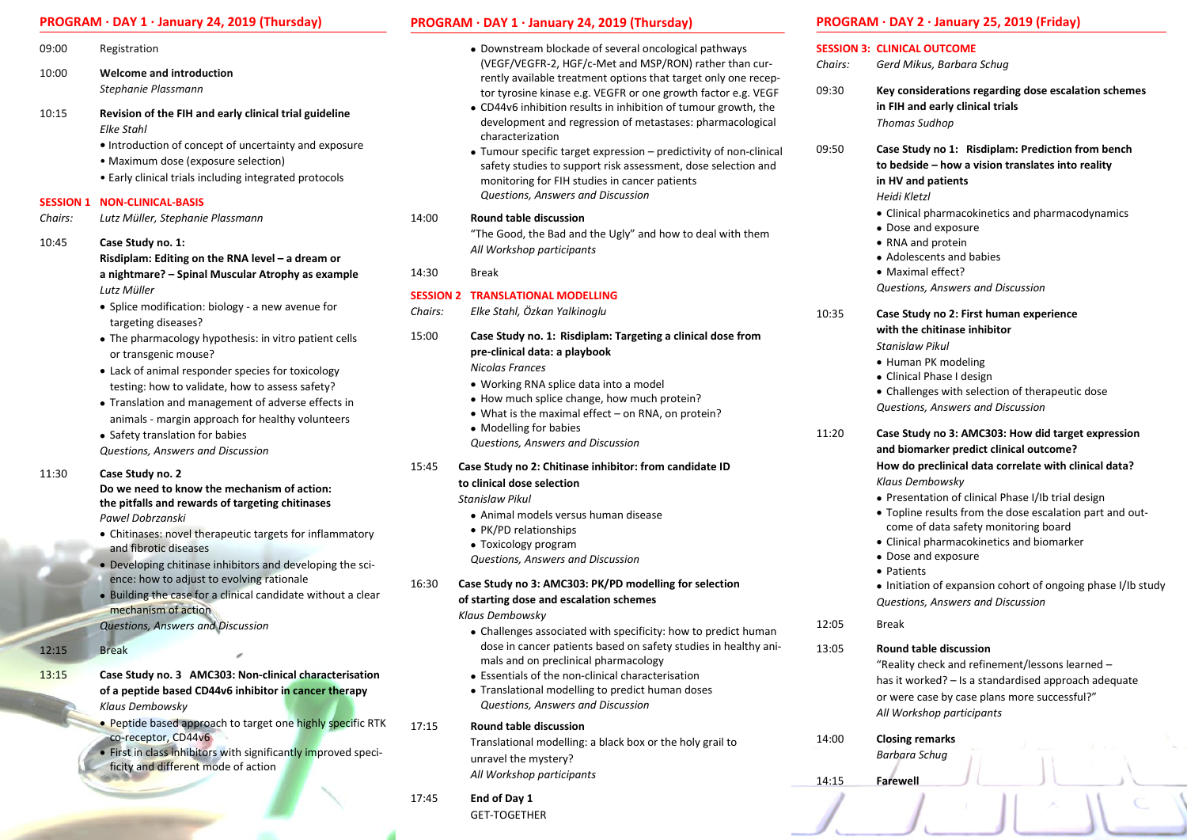## PROGRAM · DAY 1 · January 24, 2019 (Thursday)

09:00 Registration

10:00 **Welcome and introduction**
*Stephanie Plassmann*

10:15 **Revision of the FIH and early clinical trial guideline**
*Elke Stahl*
- Introduction of concept of uncertainty and exposure
- Maximum dose (exposure selection)
- Early clinical trials including integrated protocols

### SESSION 1 NON-CLINICAL-BASIS

*Chairs:* *Lutz Müller, Stephanie Plassmann*

10:45 **Case Study no. 1:**
**Risdiplam: Editing on the RNA level – a dream or a nightmare? – Spinal Muscular Atrophy as example**
*Lutz Müller*
- Splice modification: biology - a new avenue for targeting diseases?
- The pharmacology hypothesis: in vitro patient cells or transgenic mouse?
- Lack of animal responder species for toxicology testing: how to validate, how to assess safety?
- Translation and management of adverse effects in animals - margin approach for healthy volunteers
- Safety translation for babies

*Questions, Answers and Discussion*

11:30 **Case Study no. 2**
**Do we need to know the mechanism of action: the pitfalls and rewards of targeting chitinases**
*Pawel Dobrzanski*
- Chitinases: novel therapeutic targets for inflammatory and fibrotic diseases
- Developing chitinase inhibitors and developing the science: how to adjust to evolving rationale
- Building the case for a clinical candidate without a clear mechanism of action

*Questions, Answers and Discussion*

12:15 Break

13:15 **Case Study no. 3 AMC303: Non-clinical characterisation of a peptide based CD44v6 inhibitor in cancer therapy**
*Klaus Dembowsky*
- Peptide based approach to target one highly specific RTK co-receptor, CD44v6
- First in class inhibitors with significantly improved specificity and different mode of action
- Downstream blockade of several oncological pathways (VEGF/VEGFR-2, HGF/c-Met and MSP/RON) rather than currently available treatment options that target only one receptor tyrosine kinase e.g. VEGFR or one growth factor e.g. VEGF
- CD44v6 inhibition results in inhibition of tumour growth, the development and regression of metastases: pharmacological characterization
- Tumour specific target expression – predictivity of non-clinical safety studies to support risk assessment, dose selection and monitoring for FIH studies in cancer patients

*Questions, Answers and Discussion*

14:00 **Round table discussion**
"The Good, the Bad and the Ugly" and how to deal with them
*All Workshop participants*

14:30 Break

### SESSION 2 TRANSLATIONAL MODELLING

*Chairs:* *Elke Stahl, Özkan Yalkinoglu*

15:00 **Case Study no. 1: Risdiplam: Targeting a clinical dose from pre-clinical data: a playbook**
*Nicolas Frances*
- Working RNA splice data into a model
- How much splice change, how much protein?
- What is the maximal effect – on RNA, on protein?
- Modelling for babies

*Questions, Answers and Discussion*

15:45 **Case Study no 2: Chitinase inhibitor: from candidate ID to clinical dose selection**
*Stanislaw Pikul*
- Animal models versus human disease
- PK/PD relationships
- Toxicology program

*Questions, Answers and Discussion*

16:30 **Case Study no 3: AMC303: PK/PD modelling for selection of starting dose and escalation schemes**
*Klaus Dembowsky*
- Challenges associated with specificity: how to predict human dose in cancer patients based on safety studies in healthy animals and on preclinical pharmacology
- Essentials of the non-clinical characterisation
- Translational modelling to predict human doses

*Questions, Answers and Discussion*

17:15 **Round table discussion**
Translational modelling: a black box or the holy grail to unravel the mystery?
*All Workshop participants*

17:45 **End of Day 1**
GET-TOGETHER

## PROGRAM · DAY 2 · January 25, 2019 (Friday)

### SESSION 3: CLINICAL OUTCOME

*Chairs:* *Gerd Mikus, Barbara Schug*

09:30 **Key considerations regarding dose escalation schemes in FIH and early clinical trials**
*Thomas Sudhop*

09:50 **Case Study no 1: Risdiplam: Prediction from bench to bedside – how a vision translates into reality in HV and patients**
*Heidi Kletzl*
- Clinical pharmacokinetics and pharmacodynamics
- Dose and exposure
- RNA and protein
- Adolescents and babies
- Maximal effect?

*Questions, Answers and Discussion*

10:35 **Case Study no 2: First human experience with the chitinase inhibitor**
*Stanislaw Pikul*
- Human PK modeling
- Clinical Phase I design
- Challenges with selection of therapeutic dose

*Questions, Answers and Discussion*

11:20 **Case Study no 3: AMC303: How did target expression and biomarker predict clinical outcome?**
**How do preclinical data correlate with clinical data?**
*Klaus Dembowsky*
- Presentation of clinical Phase I/Ib trial design
- Topline results from the dose escalation part and outcome of data safety monitoring board
- Clinical pharmacokinetics and biomarker
- Dose and exposure
- Patients
- Initiation of expansion cohort of ongoing phase I/Ib study

*Questions, Answers and Discussion*

12:05 Break

13:05 **Round table discussion**
"Reality check and refinement/lessons learned – has it worked? – Is a standardised approach adequate or were case by case plans more successful?"
*All Workshop participants*

14:00 **Closing remarks**
*Barbara Schug*

14:15 **Farewell**